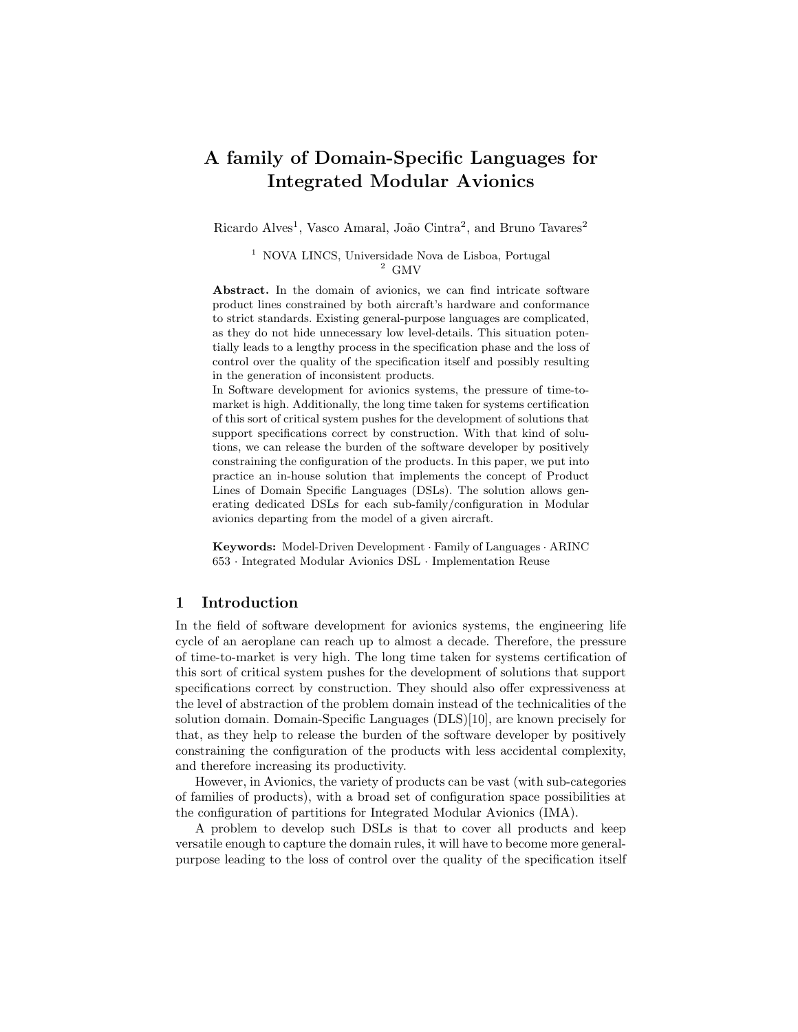# A family of Domain-Specific Languages for Integrated Modular Avionics

Ricardo Alves[1], Vasco Amaral, João Cintra[2], and Bruno Tavares[2]

[1] NOVA LINCS, Universidade Nova de Lisboa, Portugal
[2] GMV

**Abstract.** In the domain of avionics, we can find intricate software product lines constrained by both aircraft's hardware and conformance to strict standards. Existing general-purpose languages are complicated, as they do not hide unnecessary low level-details. This situation potentially leads to a lengthy process in the specification phase and the loss of control over the quality of the specification itself and possibly resulting in the generation of inconsistent products.
In Software development for avionics systems, the pressure of time-to-market is high. Additionally, the long time taken for systems certification of this sort of critical system pushes for the development of solutions that support specifications correct by construction. With that kind of solutions, we can release the burden of the software developer by positively constraining the configuration of the products. In this paper, we put into practice an in-house solution that implements the concept of Product Lines of Domain Specific Languages (DSLs). The solution allows generating dedicated DSLs for each sub-family/configuration in Modular avionics departing from the model of a given aircraft.

**Keywords:** Model-Driven Development · Family of Languages · ARINC 653 · Integrated Modular Avionics DSL · Implementation Reuse

## 1 Introduction

In the field of software development for avionics systems, the engineering life cycle of an aeroplane can reach up to almost a decade. Therefore, the pressure of time-to-market is very high. The long time taken for systems certification of this sort of critical system pushes for the development of solutions that support specifications correct by construction. They should also offer expressiveness at the level of abstraction of the problem domain instead of the technicalities of the solution domain. Domain-Specific Languages (DLS)[10], are known precisely for that, as they help to release the burden of the software developer by positively constraining the configuration of the products with less accidental complexity, and therefore increasing its productivity.

However, in Avionics, the variety of products can be vast (with sub-categories of families of products), with a broad set of configuration space possibilities at the configuration of partitions for Integrated Modular Avionics (IMA).

A problem to develop such DSLs is that to cover all products and keep versatile enough to capture the domain rules, it will have to become more general-purpose leading to the loss of control over the quality of the specification itself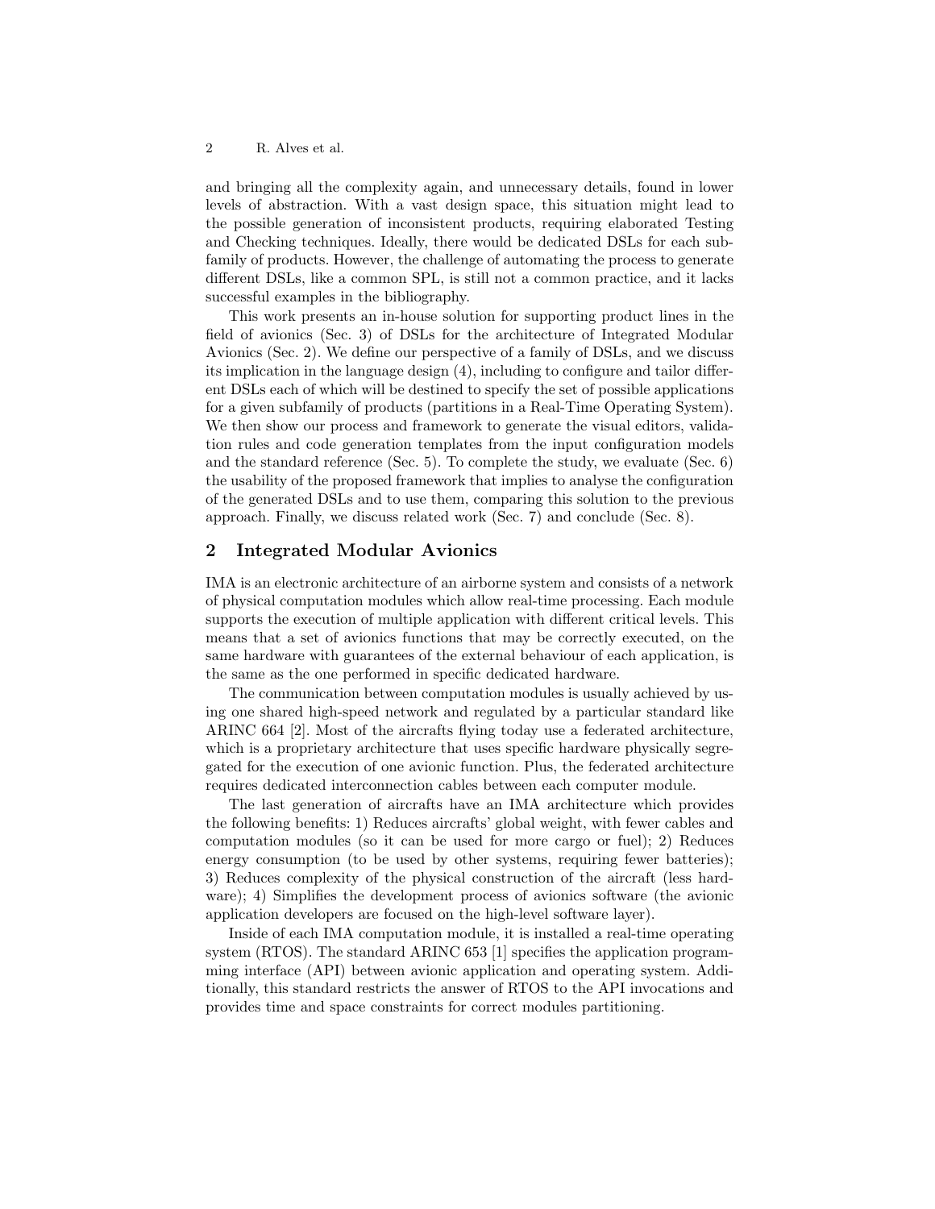and bringing all the complexity again, and unnecessary details, found in lower levels of abstraction. With a vast design space, this situation might lead to the possible generation of inconsistent products, requiring elaborated Testing and Checking techniques. Ideally, there would be dedicated DSLs for each subfamily of products. However, the challenge of automating the process to generate different DSLs, like a common SPL, is still not a common practice, and it lacks successful examples in the bibliography.

This work presents an in-house solution for supporting product lines in the field of avionics (Sec. 3) of DSLs for the architecture of Integrated Modular Avionics (Sec. 2). We define our perspective of a family of DSLs, and we discuss its implication in the language design (4), including to configure and tailor different DSLs each of which will be destined to specify the set of possible applications for a given subfamily of products (partitions in a Real-Time Operating System). We then show our process and framework to generate the visual editors, validation rules and code generation templates from the input configuration models and the standard reference (Sec. 5). To complete the study, we evaluate (Sec. 6) the usability of the proposed framework that implies to analyse the configuration of the generated DSLs and to use them, comparing this solution to the previous approach. Finally, we discuss related work (Sec. 7) and conclude (Sec. 8).

## 2 Integrated Modular Avionics

IMA is an electronic architecture of an airborne system and consists of a network of physical computation modules which allow real-time processing. Each module supports the execution of multiple application with different critical levels. This means that a set of avionics functions that may be correctly executed, on the same hardware with guarantees of the external behaviour of each application, is the same as the one performed in specific dedicated hardware.

The communication between computation modules is usually achieved by using one shared high-speed network and regulated by a particular standard like ARINC 664 [2]. Most of the aircrafts flying today use a federated architecture, which is a proprietary architecture that uses specific hardware physically segregated for the execution of one avionic function. Plus, the federated architecture requires dedicated interconnection cables between each computer module.

The last generation of aircrafts have an IMA architecture which provides the following benefits: 1) Reduces aircrafts' global weight, with fewer cables and computation modules (so it can be used for more cargo or fuel); 2) Reduces energy consumption (to be used by other systems, requiring fewer batteries); 3) Reduces complexity of the physical construction of the aircraft (less hardware); 4) Simplifies the development process of avionics software (the avionic application developers are focused on the high-level software layer).

Inside of each IMA computation module, it is installed a real-time operating system (RTOS). The standard ARINC 653 [1] specifies the application programming interface (API) between avionic application and operating system. Additionally, this standard restricts the answer of RTOS to the API invocations and provides time and space constraints for correct modules partitioning.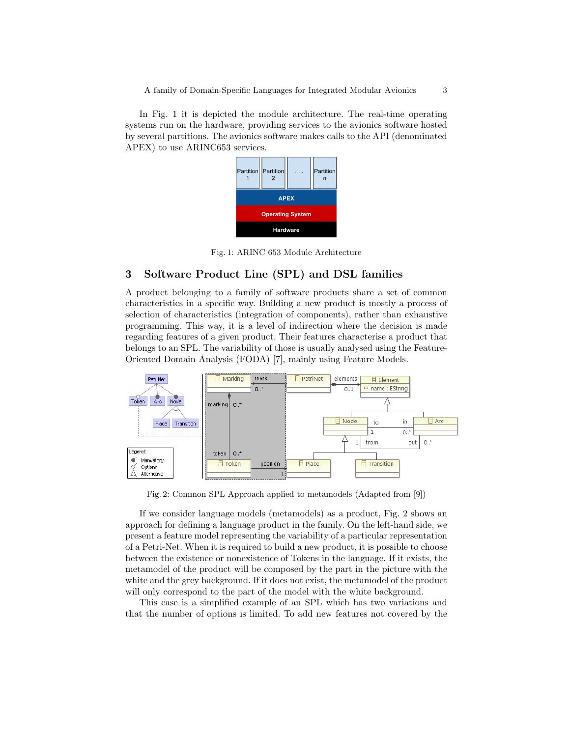In Fig. 1 it is depicted the module architecture. The real-time operating systems run on the hardware, providing services to the avionics software hosted by several partitions. The avionics software makes calls to the API (denominated APEX) to use ARINC653 services.

Fig. 1: ARINC 653 Module Architecture

## 3 Software Product Line (SPL) and DSL families

A product belonging to a family of software products share a set of common characteristics in a specific way. Building a new product is mostly a process of selection of characteristics (integration of components), rather than exhaustive programming. This way, it is a level of indirection where the decision is made regarding features of a given product. Their features characterise a product that belongs to an SPL. The variability of those is usually analysed using the Feature-Oriented Domain Analysis (FODA) [7], mainly using Feature Models.

Fig. 2: Common SPL Approach applied to metamodels (Adapted from [9])

If we consider language models (metamodels) as a product, Fig. 2 shows an approach for defining a language product in the family. On the left-hand side, we present a feature model representing the variability of a particular representation of a Petri-Net. When it is required to build a new product, it is possible to choose between the existence or nonexistence of Tokens in the language. If it exists, the metamodel of the product will be composed by the part in the picture with the white and the grey background. If it does not exist, the metamodel of the product will only correspond to the part of the model with the white background.

This case is a simplified example of an SPL which has two variations and that the number of options is limited. To add new features not covered by the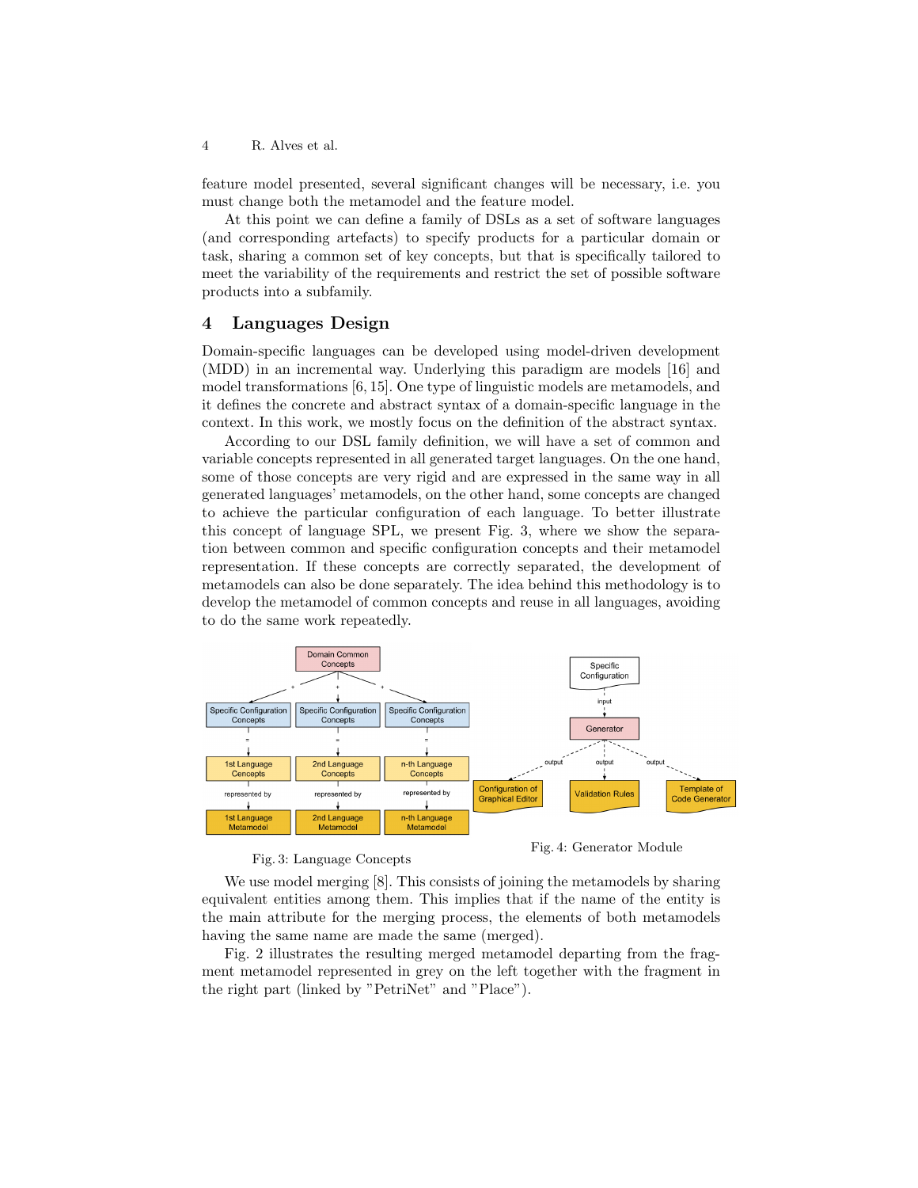feature model presented, several significant changes will be necessary, i.e. you must change both the metamodel and the feature model.

At this point we can define a family of DSLs as a set of software languages (and corresponding artefacts) to specify products for a particular domain or task, sharing a common set of key concepts, but that is specifically tailored to meet the variability of the requirements and restrict the set of possible software products into a subfamily.

## 4 Languages Design

Domain-specific languages can be developed using model-driven development (MDD) in an incremental way. Underlying this paradigm are models [16] and model transformations [6, 15]. One type of linguistic models are metamodels, and it defines the concrete and abstract syntax of a domain-specific language in the context. In this work, we mostly focus on the definition of the abstract syntax.

According to our DSL family definition, we will have a set of common and variable concepts represented in all generated target languages. On the one hand, some of those concepts are very rigid and are expressed in the same way in all generated languages' metamodels, on the other hand, some concepts are changed to achieve the particular configuration of each language. To better illustrate this concept of language SPL, we present Fig. 3, where we show the separation between common and specific configuration concepts and their metamodel representation. If these concepts are correctly separated, the development of metamodels can also be done separately. The idea behind this methodology is to develop the metamodel of common concepts and reuse in all languages, avoiding to do the same work repeatedly.

Fig. 3: Language Concepts

Fig. 4: Generator Module

We use model merging [8]. This consists of joining the metamodels by sharing equivalent entities among them. This implies that if the name of the entity is the main attribute for the merging process, the elements of both metamodels having the same name are made the same (merged).

Fig. 2 illustrates the resulting merged metamodel departing from the fragment metamodel represented in grey on the left together with the fragment in the right part (linked by "PetriNet" and "Place").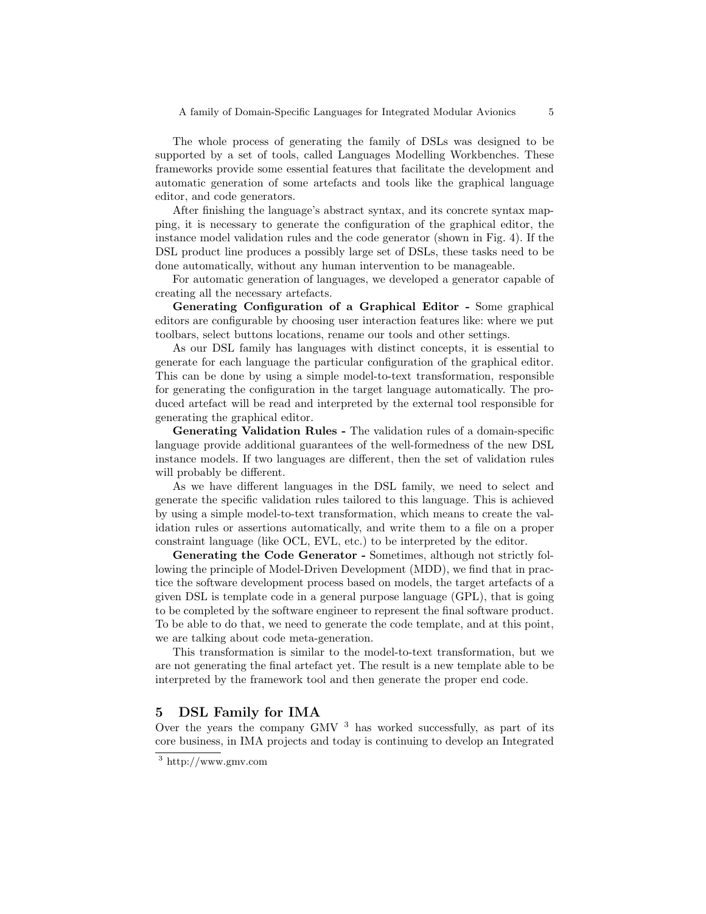The whole process of generating the family of DSLs was designed to be supported by a set of tools, called Languages Modelling Workbenches. These frameworks provide some essential features that facilitate the development and automatic generation of some artefacts and tools like the graphical language editor, and code generators.

After finishing the language's abstract syntax, and its concrete syntax mapping, it is necessary to generate the configuration of the graphical editor, the instance model validation rules and the code generator (shown in Fig. 4). If the DSL product line produces a possibly large set of DSLs, these tasks need to be done automatically, without any human intervention to be manageable.

For automatic generation of languages, we developed a generator capable of creating all the necessary artefacts.

**Generating Configuration of a Graphical Editor -** Some graphical editors are configurable by choosing user interaction features like: where we put toolbars, select buttons locations, rename our tools and other settings.

As our DSL family has languages with distinct concepts, it is essential to generate for each language the particular configuration of the graphical editor. This can be done by using a simple model-to-text transformation, responsible for generating the configuration in the target language automatically. The produced artefact will be read and interpreted by the external tool responsible for generating the graphical editor.

**Generating Validation Rules -** The validation rules of a domain-specific language provide additional guarantees of the well-formedness of the new DSL instance models. If two languages are different, then the set of validation rules will probably be different.

As we have different languages in the DSL family, we need to select and generate the specific validation rules tailored to this language. This is achieved by using a simple model-to-text transformation, which means to create the validation rules or assertions automatically, and write them to a file on a proper constraint language (like OCL, EVL, etc.) to be interpreted by the editor.

**Generating the Code Generator -** Sometimes, although not strictly following the principle of Model-Driven Development (MDD), we find that in practice the software development process based on models, the target artefacts of a given DSL is template code in a general purpose language (GPL), that is going to be completed by the software engineer to represent the final software product. To be able to do that, we need to generate the code template, and at this point, we are talking about code meta-generation.

This transformation is similar to the model-to-text transformation, but we are not generating the final artefact yet. The result is a new template able to be interpreted by the framework tool and then generate the proper end code.

## 5 DSL Family for IMA

Over the years the company GMV [3] has worked successfully, as part of its core business, in IMA projects and today is continuing to develop an Integrated

[3] http://www.gmv.com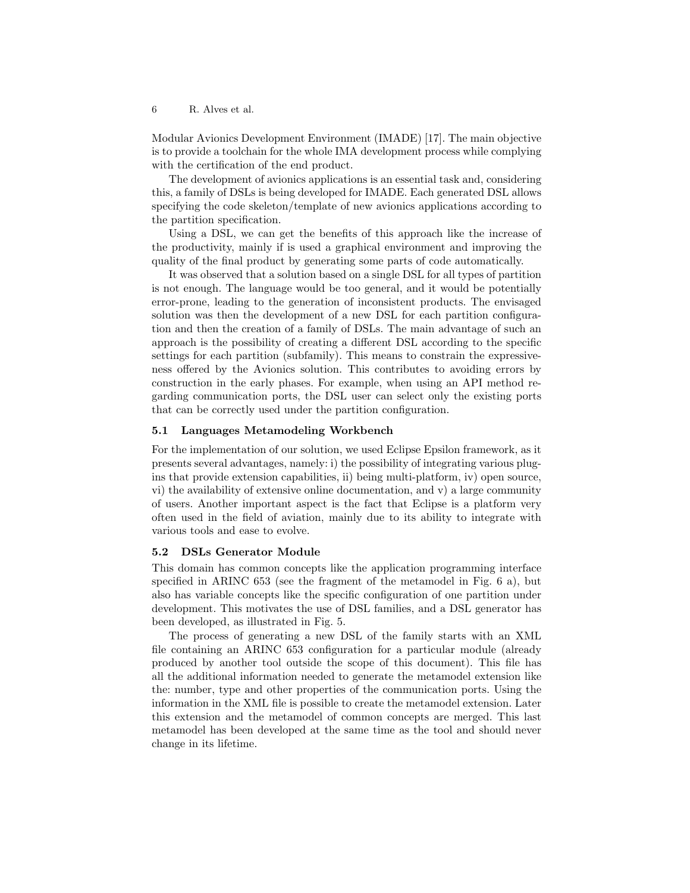Modular Avionics Development Environment (IMADE) [17]. The main objective is to provide a toolchain for the whole IMA development process while complying with the certification of the end product.

The development of avionics applications is an essential task and, considering this, a family of DSLs is being developed for IMADE. Each generated DSL allows specifying the code skeleton/template of new avionics applications according to the partition specification.

Using a DSL, we can get the benefits of this approach like the increase of the productivity, mainly if is used a graphical environment and improving the quality of the final product by generating some parts of code automatically.

It was observed that a solution based on a single DSL for all types of partition is not enough. The language would be too general, and it would be potentially error-prone, leading to the generation of inconsistent products. The envisaged solution was then the development of a new DSL for each partition configuration and then the creation of a family of DSLs. The main advantage of such an approach is the possibility of creating a different DSL according to the specific settings for each partition (subfamily). This means to constrain the expressiveness offered by the Avionics solution. This contributes to avoiding errors by construction in the early phases. For example, when using an API method regarding communication ports, the DSL user can select only the existing ports that can be correctly used under the partition configuration.

### 5.1 Languages Metamodeling Workbench

For the implementation of our solution, we used Eclipse Epsilon framework, as it presents several advantages, namely: i) the possibility of integrating various plugins that provide extension capabilities, ii) being multi-platform, iv) open source, vi) the availability of extensive online documentation, and v) a large community of users. Another important aspect is the fact that Eclipse is a platform very often used in the field of aviation, mainly due to its ability to integrate with various tools and ease to evolve.

### 5.2 DSLs Generator Module

This domain has common concepts like the application programming interface specified in ARINC 653 (see the fragment of the metamodel in Fig. 6 a), but also has variable concepts like the specific configuration of one partition under development. This motivates the use of DSL families, and a DSL generator has been developed, as illustrated in Fig. 5.

The process of generating a new DSL of the family starts with an XML file containing an ARINC 653 configuration for a particular module (already produced by another tool outside the scope of this document). This file has all the additional information needed to generate the metamodel extension like the: number, type and other properties of the communication ports. Using the information in the XML file is possible to create the metamodel extension. Later this extension and the metamodel of common concepts are merged. This last metamodel has been developed at the same time as the tool and should never change in its lifetime.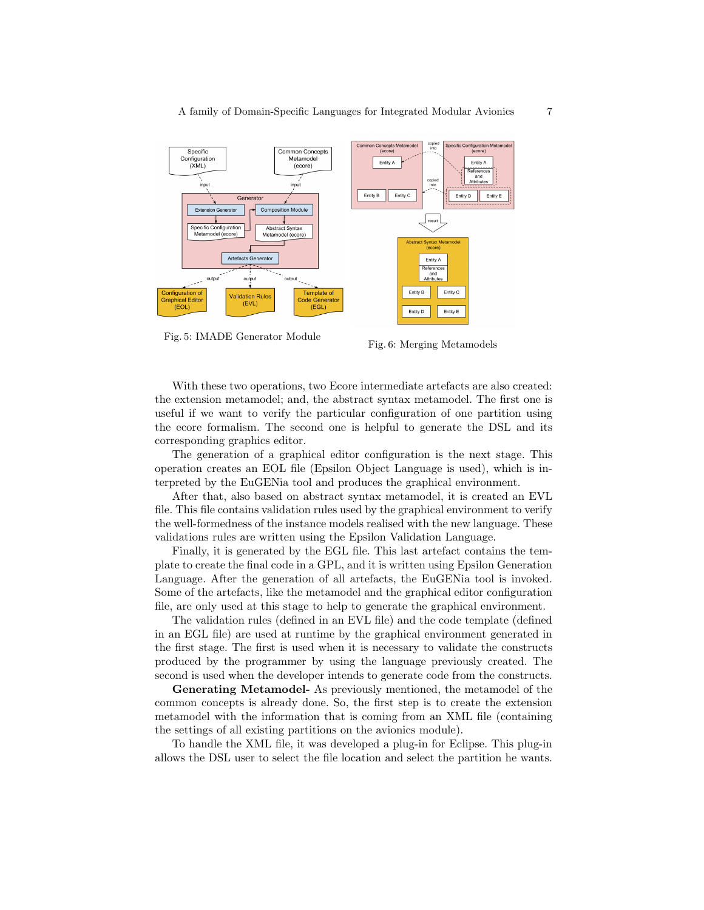Fig. 5: IMADE Generator Module

Fig. 6: Merging Metamodels

With these two operations, two Ecore intermediate artefacts are also created: the extension metamodel; and, the abstract syntax metamodel. The first one is useful if we want to verify the particular configuration of one partition using the ecore formalism. The second one is helpful to generate the DSL and its corresponding graphics editor.

The generation of a graphical editor configuration is the next stage. This operation creates an EOL file (Epsilon Object Language is used), which is interpreted by the EuGENia tool and produces the graphical environment.

After that, also based on abstract syntax metamodel, it is created an EVL file. This file contains validation rules used by the graphical environment to verify the well-formedness of the instance models realised with the new language. These validations rules are written using the Epsilon Validation Language.

Finally, it is generated by the EGL file. This last artefact contains the template to create the final code in a GPL, and it is written using Epsilon Generation Language. After the generation of all artefacts, the EuGENia tool is invoked. Some of the artefacts, like the metamodel and the graphical editor configuration file, are only used at this stage to help to generate the graphical environment.

The validation rules (defined in an EVL file) and the code template (defined in an EGL file) are used at runtime by the graphical environment generated in the first stage. The first is used when it is necessary to validate the constructs produced by the programmer by using the language previously created. The second is used when the developer intends to generate code from the constructs.

**Generating Metamodel-** As previously mentioned, the metamodel of the common concepts is already done. So, the first step is to create the extension metamodel with the information that is coming from an XML file (containing the settings of all existing partitions on the avionics module).

To handle the XML file, it was developed a plug-in for Eclipse. This plug-in allows the DSL user to select the file location and select the partition he wants.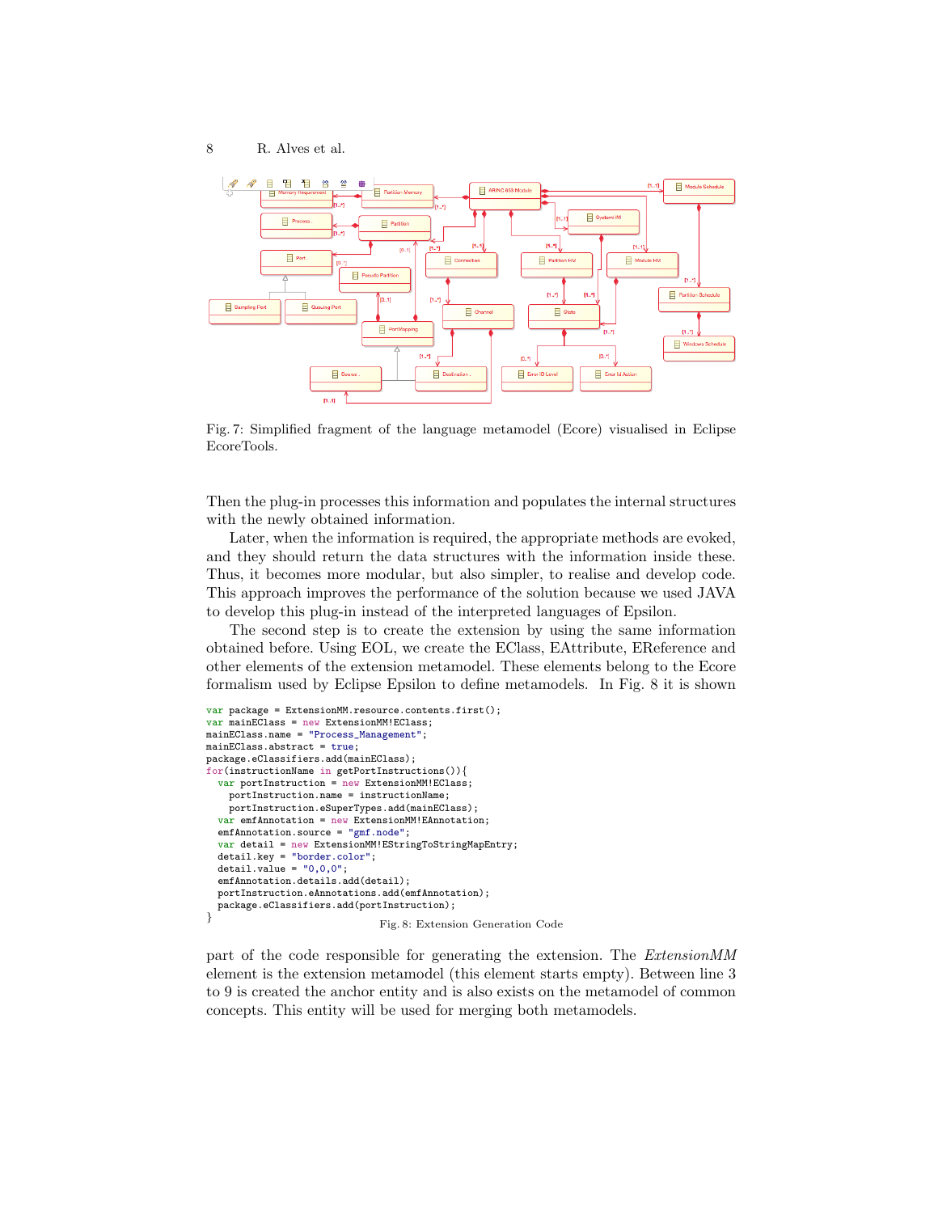Fig. 7: Simplified fragment of the language metamodel (Ecore) visualised in Eclipse EcoreTools.

Then the plug-in processes this information and populates the internal structures with the newly obtained information.

Later, when the information is required, the appropriate methods are evoked, and they should return the data structures with the information inside these. Thus, it becomes more modular, but also simpler, to realise and develop code. This approach improves the performance of the solution because we used JAVA to develop this plug-in instead of the interpreted languages of Epsilon.

The second step is to create the extension by using the same information obtained before. Using EOL, we create the EClass, EAttribute, EReference and other elements of the extension metamodel. These elements belong to the Ecore formalism used by Eclipse Epsilon to define metamodels. In Fig. 8 it is shown

```
var package = ExtensionMM.resource.contents.first();
var mainEClass = new ExtensionMM!EClass;
mainEClass.name = "Process_Management";
mainEClass.abstract = true;
package.eClassifiers.add(mainEClass);
for(instructionName in getPortInstructions()){
  var portInstruction = new ExtensionMM!EClass;
    portInstruction.name = instructionName;
    portInstruction.eSuperTypes.add(mainEClass);
  var emfAnnotation = new ExtensionMM!EAnnotation;
  emfAnnotation.source = "gmf.node";
  var detail = new ExtensionMM!EStringToStringMapEntry;
  detail.key = "border.color";
  detail.value = "0,0,0";
  emfAnnotation.details.add(detail);
  portInstruction.eAnnotations.add(emfAnnotation);
  package.eClassifiers.add(portInstruction);
}
```

Fig. 8: Extension Generation Code

part of the code responsible for generating the extension. The *ExtensionMM* element is the extension metamodel (this element starts empty). Between line 3 to 9 is created the anchor entity and is also exists on the metamodel of common concepts. This entity will be used for merging both metamodels.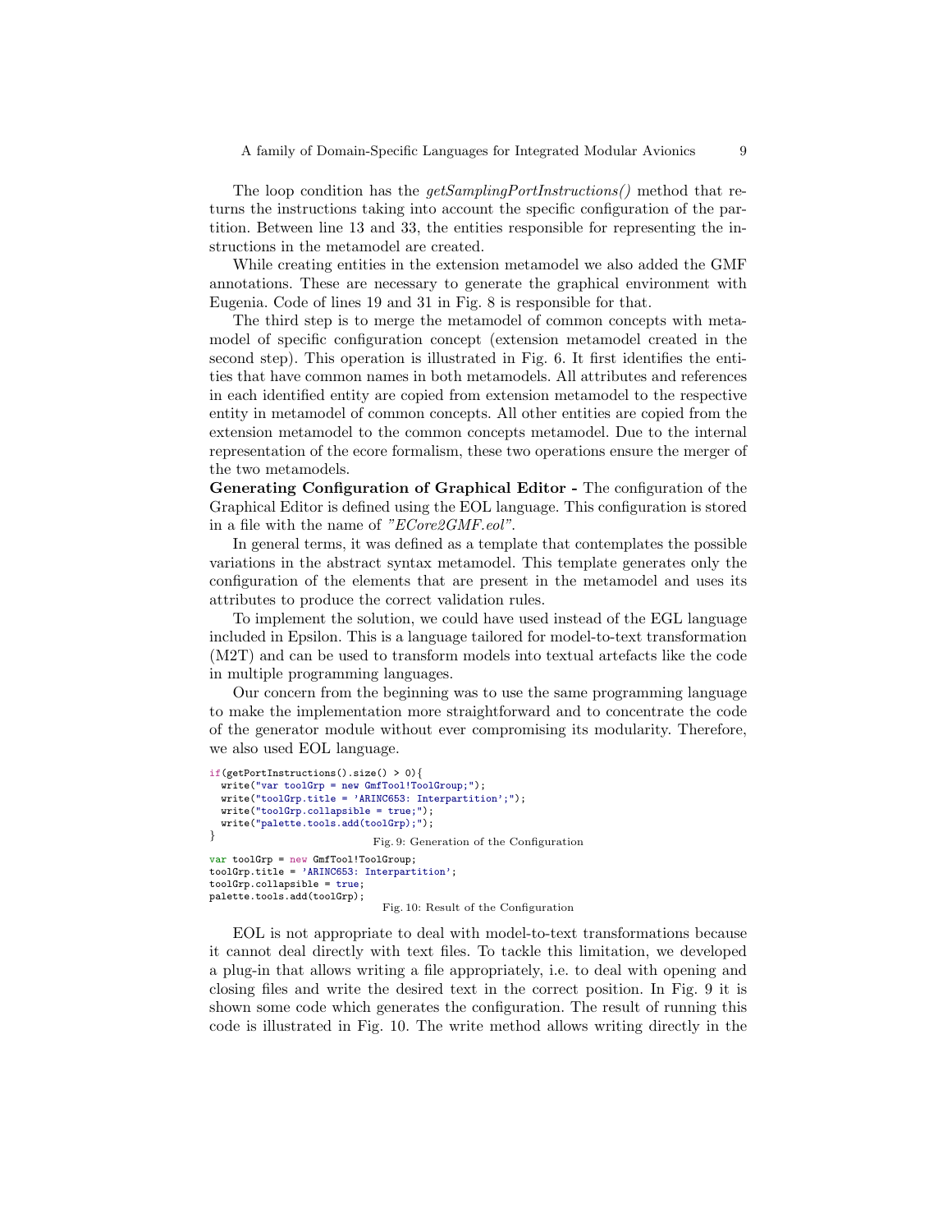The loop condition has the *getSamplingPortInstructions()* method that returns the instructions taking into account the specific configuration of the partition. Between line 13 and 33, the entities responsible for representing the instructions in the metamodel are created.

While creating entities in the extension metamodel we also added the GMF annotations. These are necessary to generate the graphical environment with Eugenia. Code of lines 19 and 31 in Fig. 8 is responsible for that.

The third step is to merge the metamodel of common concepts with metamodel of specific configuration concept (extension metamodel created in the second step). This operation is illustrated in Fig. 6. It first identifies the entities that have common names in both metamodels. All attributes and references in each identified entity are copied from extension metamodel to the respective entity in metamodel of common concepts. All other entities are copied from the extension metamodel to the common concepts metamodel. Due to the internal representation of the ecore formalism, these two operations ensure the merger of the two metamodels.

**Generating Configuration of Graphical Editor -** The configuration of the Graphical Editor is defined using the EOL language. This configuration is stored in a file with the name of *"ECore2GMF.eol"*.

In general terms, it was defined as a template that contemplates the possible variations in the abstract syntax metamodel. This template generates only the configuration of the elements that are present in the metamodel and uses its attributes to produce the correct validation rules.

To implement the solution, we could have used instead of the EGL language included in Epsilon. This is a language tailored for model-to-text transformation (M2T) and can be used to transform models into textual artefacts like the code in multiple programming languages.

Our concern from the beginning was to use the same programming language to make the implementation more straightforward and to concentrate the code of the generator module without ever compromising its modularity. Therefore, we also used EOL language.

```
if(getPortInstructions().size() > 0){
  write("var toolGrp = new GmfTool!ToolGroup;");
  write("toolGrp.title = 'ARINC653: Interpartition';");
  write("toolGrp.collapsible = true;");
  write("palette.tools.add(toolGrp);");
}
```

Fig. 9: Generation of the Configuration

```
var toolGrp = new GmfTool!ToolGroup;
toolGrp.title = 'ARINC653: Interpartition';
toolGrp.collapsible = true;
palette.tools.add(toolGrp);
```

Fig. 10: Result of the Configuration

EOL is not appropriate to deal with model-to-text transformations because it cannot deal directly with text files. To tackle this limitation, we developed a plug-in that allows writing a file appropriately, i.e. to deal with opening and closing files and write the desired text in the correct position. In Fig. 9 it is shown some code which generates the configuration. The result of running this code is illustrated in Fig. 10. The write method allows writing directly in the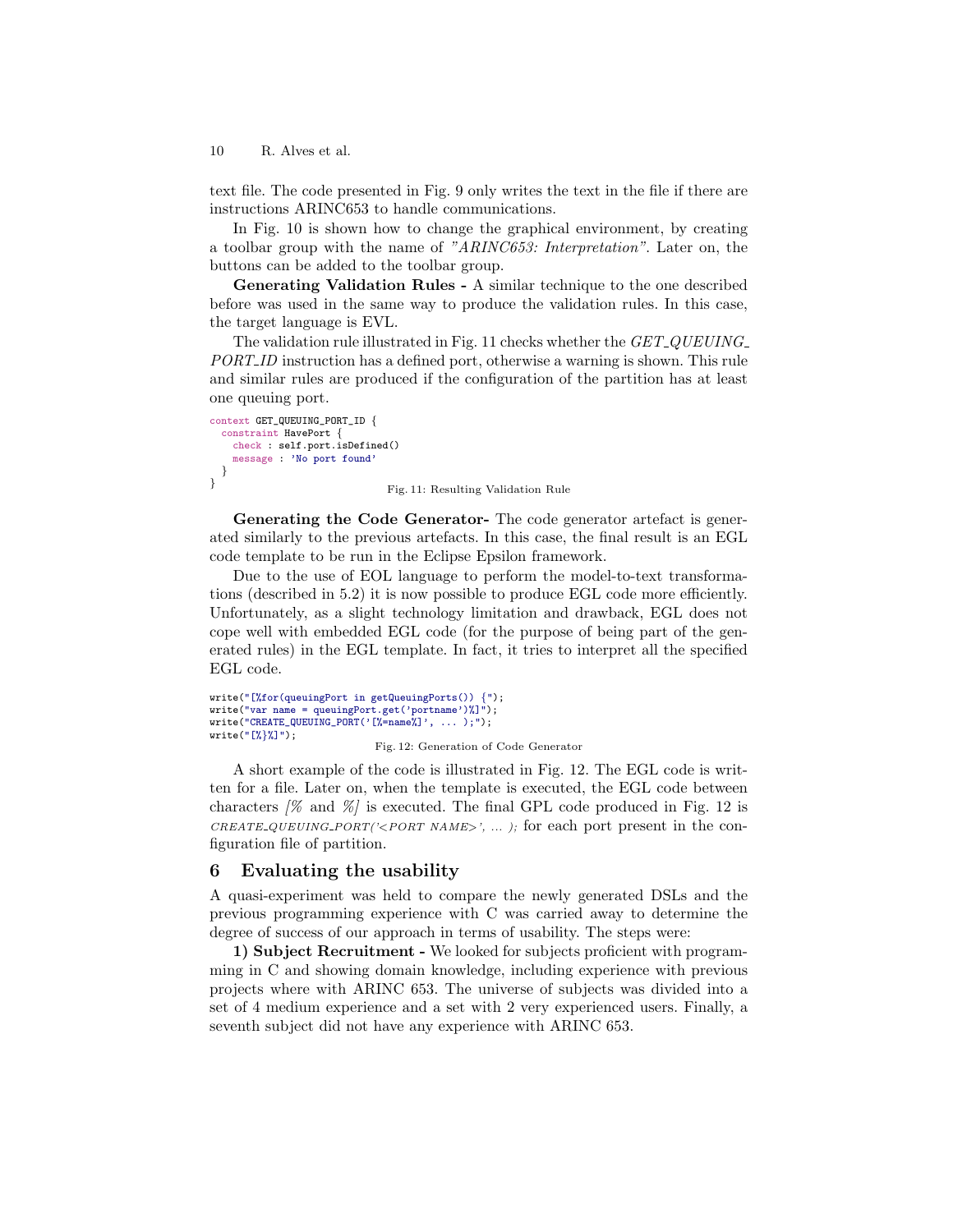text file. The code presented in Fig. 9 only writes the text in the file if there are instructions ARINC653 to handle communications.

In Fig. 10 is shown how to change the graphical environment, by creating a toolbar group with the name of *"ARINC653: Interpretation"*. Later on, the buttons can be added to the toolbar group.

**Generating Validation Rules -** A similar technique to the one described before was used in the same way to produce the validation rules. In this case, the target language is EVL.

The validation rule illustrated in Fig. 11 checks whether the *GET_QUEUING_PORT_ID* instruction has a defined port, otherwise a warning is shown. This rule and similar rules are produced if the configuration of the partition has at least one queuing port.

```
context GET_QUEUING_PORT_ID {
  constraint HavePort {
    check : self.port.isDefined()
    message : 'No port found'
  }
}
```

Fig. 11: Resulting Validation Rule

**Generating the Code Generator-** The code generator artefact is generated similarly to the previous artefacts. In this case, the final result is an EGL code template to be run in the Eclipse Epsilon framework.

Due to the use of EOL language to perform the model-to-text transformations (described in 5.2) it is now possible to produce EGL code more efficiently. Unfortunately, as a slight technology limitation and drawback, EGL does not cope well with embedded EGL code (for the purpose of being part of the generated rules) in the EGL template. In fact, it tries to interpret all the specified EGL code.

```
write("[%for(queuingPort in getQueuingPorts()) {");
write("var name = queuingPort.get('portname')%]");
write("CREATE_QUEUING_PORT('[%=name%]', ... );");
write("[%}%]");
```

Fig. 12: Generation of Code Generator

A short example of the code is illustrated in Fig. 12. The EGL code is written for a file. Later on, when the template is executed, the EGL code between characters *[%* and *%]* is executed. The final GPL code produced in Fig. 12 is *CREATE_QUEUING_PORT('<PORT NAME>', ... );* for each port present in the configuration file of partition.

## 6 Evaluating the usability

A quasi-experiment was held to compare the newly generated DSLs and the previous programming experience with C was carried away to determine the degree of success of our approach in terms of usability. The steps were:

**1) Subject Recruitment -** We looked for subjects proficient with programming in C and showing domain knowledge, including experience with previous projects where with ARINC 653. The universe of subjects was divided into a set of 4 medium experience and a set with 2 very experienced users. Finally, a seventh subject did not have any experience with ARINC 653.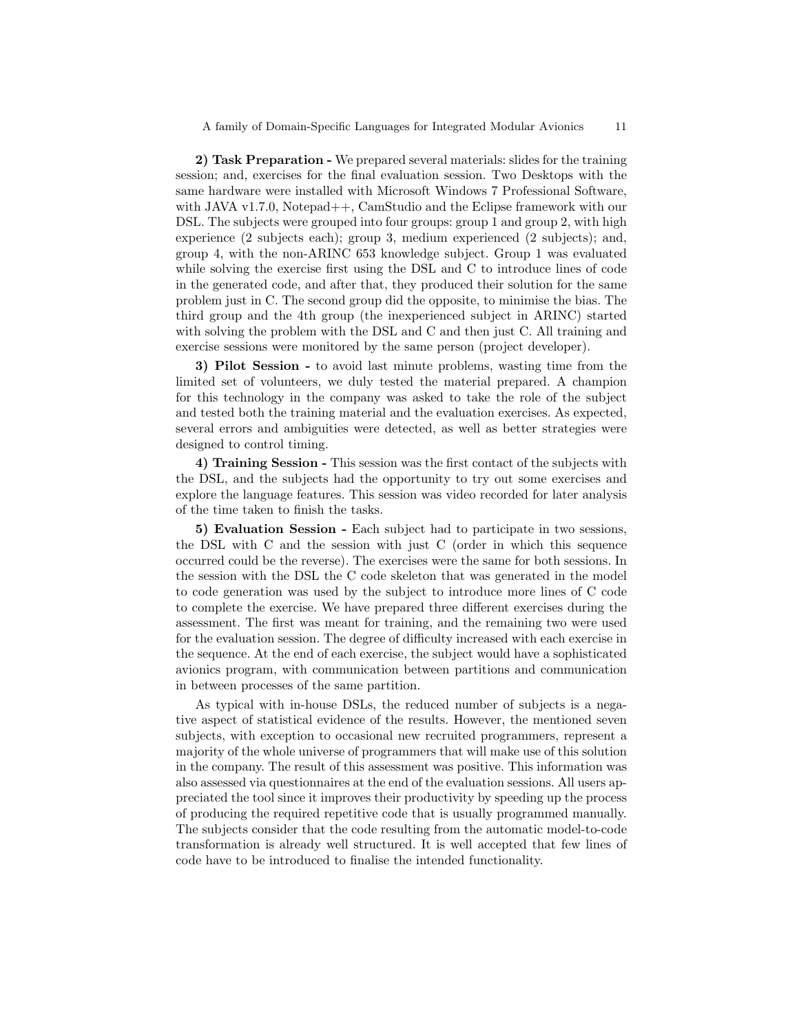**2) Task Preparation -** We prepared several materials: slides for the training session; and, exercises for the final evaluation session. Two Desktops with the same hardware were installed with Microsoft Windows 7 Professional Software, with JAVA v1.7.0, Notepad++, CamStudio and the Eclipse framework with our DSL. The subjects were grouped into four groups: group 1 and group 2, with high experience (2 subjects each); group 3, medium experienced (2 subjects); and, group 4, with the non-ARINC 653 knowledge subject. Group 1 was evaluated while solving the exercise first using the DSL and C to introduce lines of code in the generated code, and after that, they produced their solution for the same problem just in C. The second group did the opposite, to minimise the bias. The third group and the 4th group (the inexperienced subject in ARINC) started with solving the problem with the DSL and C and then just C. All training and exercise sessions were monitored by the same person (project developer).

**3) Pilot Session -** to avoid last minute problems, wasting time from the limited set of volunteers, we duly tested the material prepared. A champion for this technology in the company was asked to take the role of the subject and tested both the training material and the evaluation exercises. As expected, several errors and ambiguities were detected, as well as better strategies were designed to control timing.

**4) Training Session -** This session was the first contact of the subjects with the DSL, and the subjects had the opportunity to try out some exercises and explore the language features. This session was video recorded for later analysis of the time taken to finish the tasks.

**5) Evaluation Session -** Each subject had to participate in two sessions, the DSL with C and the session with just C (order in which this sequence occurred could be the reverse). The exercises were the same for both sessions. In the session with the DSL the C code skeleton that was generated in the model to code generation was used by the subject to introduce more lines of C code to complete the exercise. We have prepared three different exercises during the assessment. The first was meant for training, and the remaining two were used for the evaluation session. The degree of difficulty increased with each exercise in the sequence. At the end of each exercise, the subject would have a sophisticated avionics program, with communication between partitions and communication in between processes of the same partition.

As typical with in-house DSLs, the reduced number of subjects is a negative aspect of statistical evidence of the results. However, the mentioned seven subjects, with exception to occasional new recruited programmers, represent a majority of the whole universe of programmers that will make use of this solution in the company. The result of this assessment was positive. This information was also assessed via questionnaires at the end of the evaluation sessions. All users appreciated the tool since it improves their productivity by speeding up the process of producing the required repetitive code that is usually programmed manually. The subjects consider that the code resulting from the automatic model-to-code transformation is already well structured. It is well accepted that few lines of code have to be introduced to finalise the intended functionality.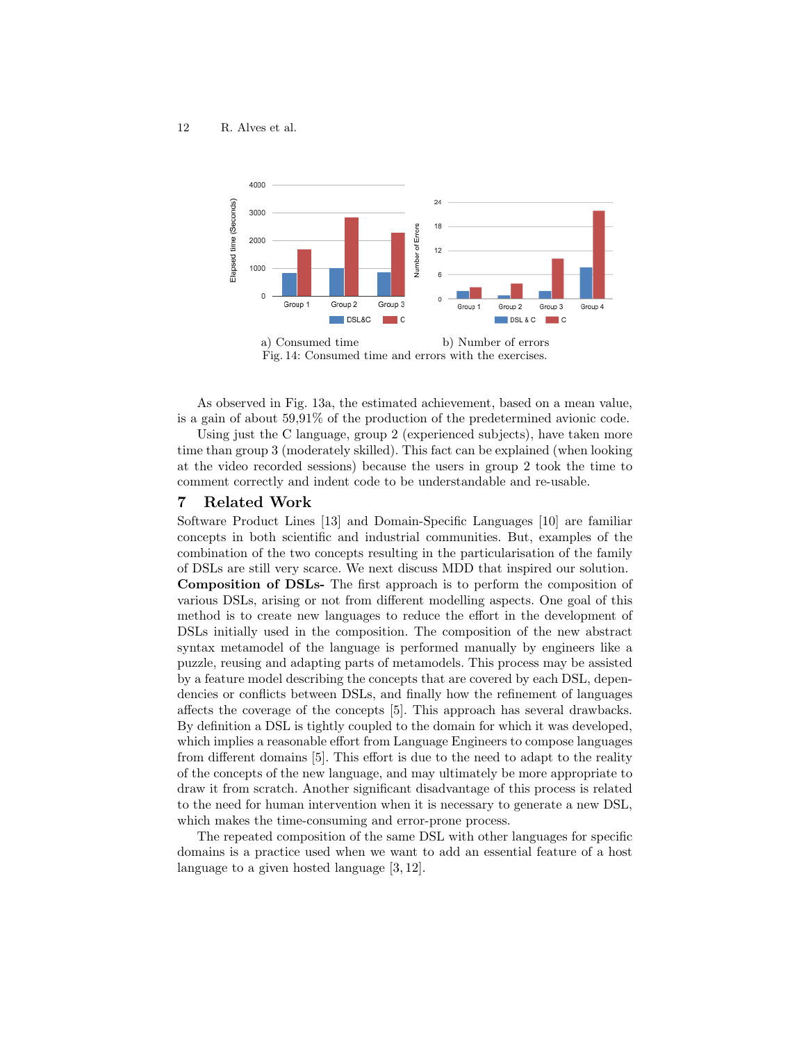a) Consumed time b) Number of errors

Fig. 14: Consumed time and errors with the exercises.

As observed in Fig. 13a, the estimated achievement, based on a mean value, is a gain of about 59,91% of the production of the predetermined avionic code.

Using just the C language, group 2 (experienced subjects), have taken more time than group 3 (moderately skilled). This fact can be explained (when looking at the video recorded sessions) because the users in group 2 took the time to comment correctly and indent code to be understandable and re-usable.

## 7 Related Work

Software Product Lines [13] and Domain-Specific Languages [10] are familiar concepts in both scientific and industrial communities. But, examples of the combination of the two concepts resulting in the particularisation of the family of DSLs are still very scarce. We next discuss MDD that inspired our solution.

**Composition of DSLs-** The first approach is to perform the composition of various DSLs, arising or not from different modelling aspects. One goal of this method is to create new languages to reduce the effort in the development of DSLs initially used in the composition. The composition of the new abstract syntax metamodel of the language is performed manually by engineers like a puzzle, reusing and adapting parts of metamodels. This process may be assisted by a feature model describing the concepts that are covered by each DSL, dependencies or conflicts between DSLs, and finally how the refinement of languages affects the coverage of the concepts [5]. This approach has several drawbacks. By definition a DSL is tightly coupled to the domain for which it was developed, which implies a reasonable effort from Language Engineers to compose languages from different domains [5]. This effort is due to the need to adapt to the reality of the concepts of the new language, and may ultimately be more appropriate to draw it from scratch. Another significant disadvantage of this process is related to the need for human intervention when it is necessary to generate a new DSL, which makes the time-consuming and error-prone process.

The repeated composition of the same DSL with other languages for specific domains is a practice used when we want to add an essential feature of a host language to a given hosted language [3, 12].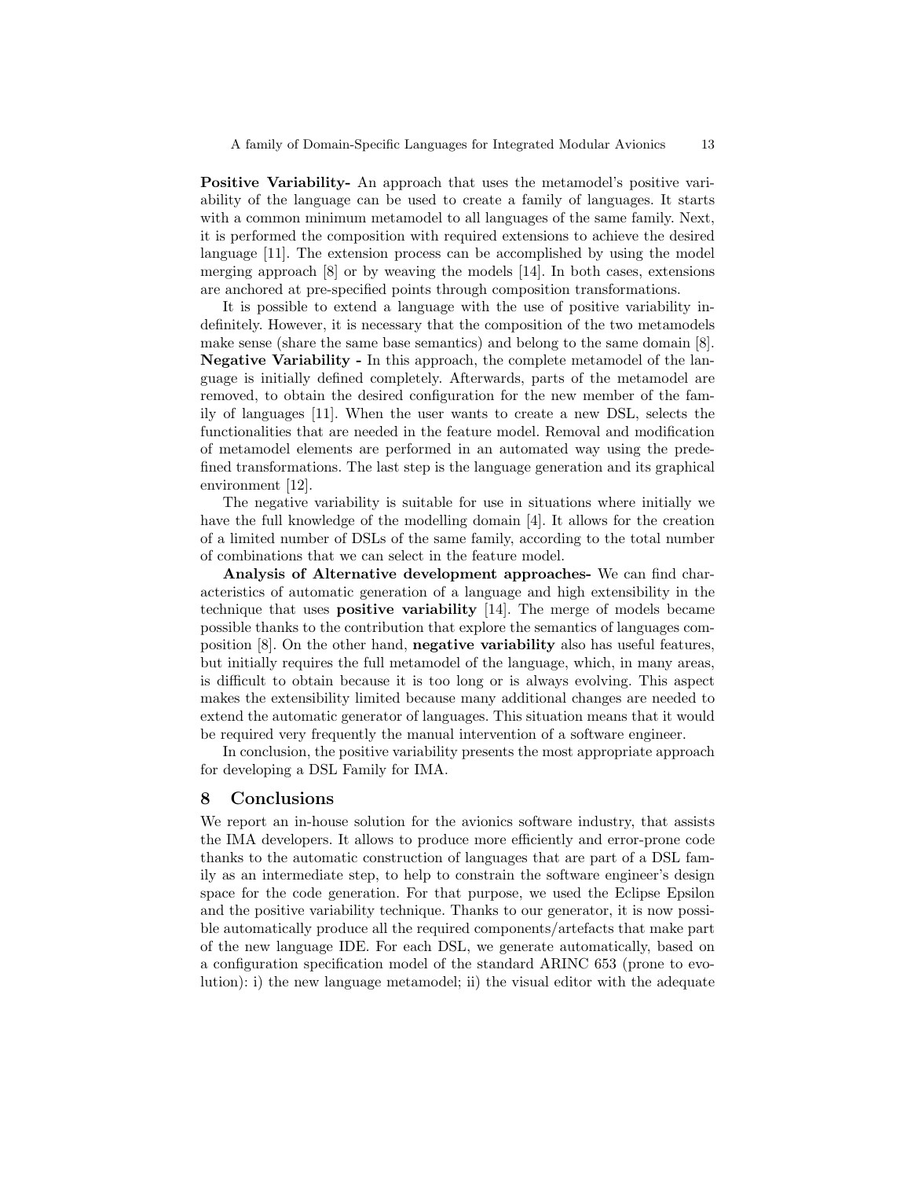**Positive Variability-** An approach that uses the metamodel's positive variability of the language can be used to create a family of languages. It starts with a common minimum metamodel to all languages of the same family. Next, it is performed the composition with required extensions to achieve the desired language [11]. The extension process can be accomplished by using the model merging approach [8] or by weaving the models [14]. In both cases, extensions are anchored at pre-specified points through composition transformations.

It is possible to extend a language with the use of positive variability indefinitely. However, it is necessary that the composition of the two metamodels make sense (share the same base semantics) and belong to the same domain [8].

**Negative Variability -** In this approach, the complete metamodel of the language is initially defined completely. Afterwards, parts of the metamodel are removed, to obtain the desired configuration for the new member of the family of languages [11]. When the user wants to create a new DSL, selects the functionalities that are needed in the feature model. Removal and modification of metamodel elements are performed in an automated way using the predefined transformations. The last step is the language generation and its graphical environment [12].

The negative variability is suitable for use in situations where initially we have the full knowledge of the modelling domain [4]. It allows for the creation of a limited number of DSLs of the same family, according to the total number of combinations that we can select in the feature model.

**Analysis of Alternative development approaches-** We can find characteristics of automatic generation of a language and high extensibility in the technique that uses **positive variability** [14]. The merge of models became possible thanks to the contribution that explore the semantics of languages composition [8]. On the other hand, **negative variability** also has useful features, but initially requires the full metamodel of the language, which, in many areas, is difficult to obtain because it is too long or is always evolving. This aspect makes the extensibility limited because many additional changes are needed to extend the automatic generator of languages. This situation means that it would be required very frequently the manual intervention of a software engineer.

In conclusion, the positive variability presents the most appropriate approach for developing a DSL Family for IMA.

## 8 Conclusions

We report an in-house solution for the avionics software industry, that assists the IMA developers. It allows to produce more efficiently and error-prone code thanks to the automatic construction of languages that are part of a DSL family as an intermediate step, to help to constrain the software engineer's design space for the code generation. For that purpose, we used the Eclipse Epsilon and the positive variability technique. Thanks to our generator, it is now possible automatically produce all the required components/artefacts that make part of the new language IDE. For each DSL, we generate automatically, based on a configuration specification model of the standard ARINC 653 (prone to evolution): i) the new language metamodel; ii) the visual editor with the adequate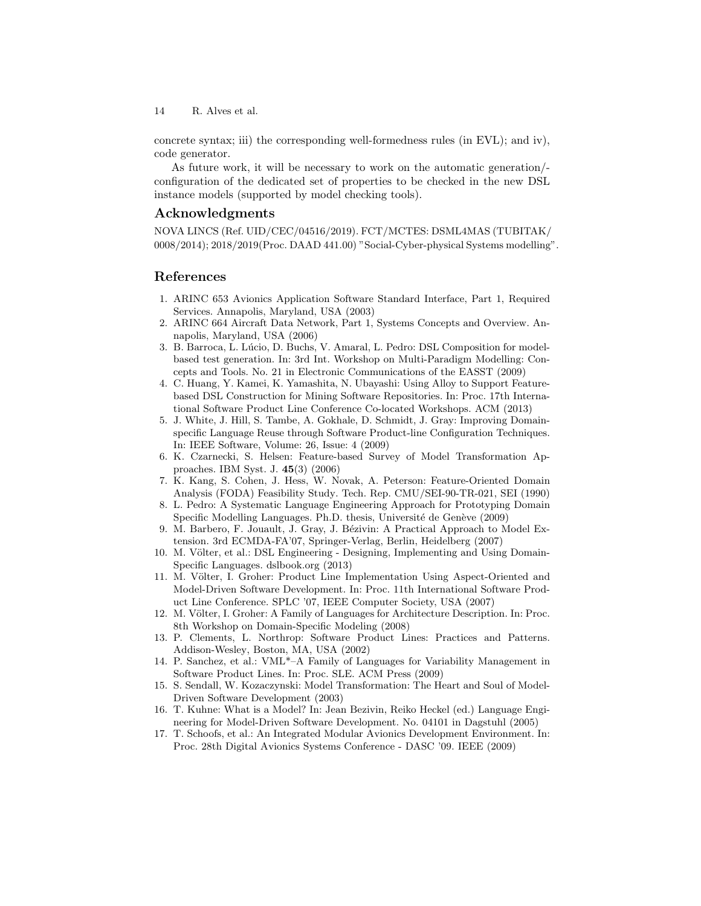concrete syntax; iii) the corresponding well-formedness rules (in EVL); and iv), code generator.

As future work, it will be necessary to work on the automatic generation/-configuration of the dedicated set of properties to be checked in the new DSL instance models (supported by model checking tools).

## Acknowledgments

NOVA LINCS (Ref. UID/CEC/04516/2019). FCT/MCTES: DSML4MAS (TUBITAK/0008/2014); 2018/2019(Proc. DAAD 441.00) "Social-Cyber-physical Systems modelling".

## References

1. ARINC 653 Avionics Application Software Standard Interface, Part 1, Required Services. Annapolis, Maryland, USA (2003)
2. ARINC 664 Aircraft Data Network, Part 1, Systems Concepts and Overview. Annapolis, Maryland, USA (2006)
3. B. Barroca, L. Lúcio, D. Buchs, V. Amaral, L. Pedro: DSL Composition for model-based test generation. In: 3rd Int. Workshop on Multi-Paradigm Modelling: Concepts and Tools. No. 21 in Electronic Communications of the EASST (2009)
4. C. Huang, Y. Kamei, K. Yamashita, N. Ubayashi: Using Alloy to Support Feature-based DSL Construction for Mining Software Repositories. In: Proc. 17th International Software Product Line Conference Co-located Workshops. ACM (2013)
5. J. White, J. Hill, S. Tambe, A. Gokhale, D. Schmidt, J. Gray: Improving Domain-specific Language Reuse through Software Product-line Configuration Techniques. In: IEEE Software, Volume: 26, Issue: 4 (2009)
6. K. Czarnecki, S. Helsen: Feature-based Survey of Model Transformation Approaches. IBM Syst. J. **45**(3) (2006)
7. K. Kang, S. Cohen, J. Hess, W. Novak, A. Peterson: Feature-Oriented Domain Analysis (FODA) Feasibility Study. Tech. Rep. CMU/SEI-90-TR-021, SEI (1990)
8. L. Pedro: A Systematic Language Engineering Approach for Prototyping Domain Specific Modelling Languages. Ph.D. thesis, Université de Genève (2009)
9. M. Barbero, F. Jouault, J. Gray, J. Bézivin: A Practical Approach to Model Extension. 3rd ECMDA-FA'07, Springer-Verlag, Berlin, Heidelberg (2007)
10. M. Völter, et al.: DSL Engineering - Designing, Implementing and Using Domain-Specific Languages. dslbook.org (2013)
11. M. Völter, I. Groher: Product Line Implementation Using Aspect-Oriented and Model-Driven Software Development. In: Proc. 11th International Software Product Line Conference. SPLC '07, IEEE Computer Society, USA (2007)
12. M. Völter, I. Groher: A Family of Languages for Architecture Description. In: Proc. 8th Workshop on Domain-Specific Modeling (2008)
13. P. Clements, L. Northrop: Software Product Lines: Practices and Patterns. Addison-Wesley, Boston, MA, USA (2002)
14. P. Sanchez, et al.: VML*–A Family of Languages for Variability Management in Software Product Lines. In: Proc. SLE. ACM Press (2009)
15. S. Sendall, W. Kozaczynski: Model Transformation: The Heart and Soul of Model-Driven Software Development (2003)
16. T. Kuhne: What is a Model? In: Jean Bezivin, Reiko Heckel (ed.) Language Engineering for Model-Driven Software Development. No. 04101 in Dagstuhl (2005)
17. T. Schoofs, et al.: An Integrated Modular Avionics Development Environment. In: Proc. 28th Digital Avionics Systems Conference - DASC '09. IEEE (2009)